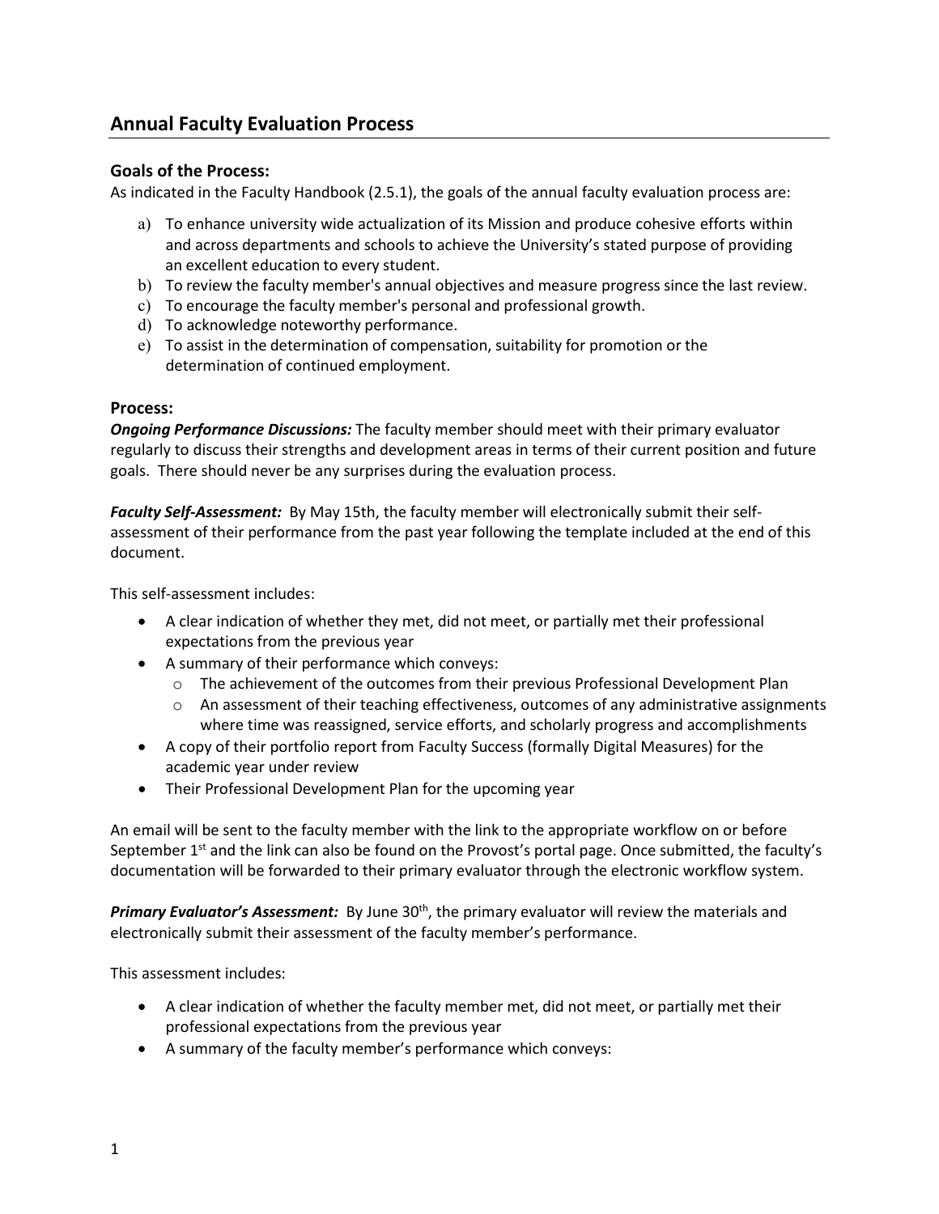## Annual Faculty Evaluation Process

### Goals of the Process:

As indicated in the Faculty Handbook (2.5.1), the goals of the annual faculty evaluation process are:

a) To enhance university wide actualization of its Mission and produce cohesive efforts within and across departments and schools to achieve the University's stated purpose of providing an excellent education to every student.
b) To review the faculty member's annual objectives and measure progress since the last review.
c) To encourage the faculty member's personal and professional growth.
d) To acknowledge noteworthy performance.
e) To assist in the determination of compensation, suitability for promotion or the determination of continued employment.

### Process:

***Ongoing Performance Discussions:*** The faculty member should meet with their primary evaluator regularly to discuss their strengths and development areas in terms of their current position and future goals. There should never be any surprises during the evaluation process.

***Faculty Self-Assessment:*** By May 15th, the faculty member will electronically submit their self-assessment of their performance from the past year following the template included at the end of this document.

This self-assessment includes:

- A clear indication of whether they met, did not meet, or partially met their professional expectations from the previous year
- A summary of their performance which conveys:
  - The achievement of the outcomes from their previous Professional Development Plan
  - An assessment of their teaching effectiveness, outcomes of any administrative assignments where time was reassigned, service efforts, and scholarly progress and accomplishments
- A copy of their portfolio report from Faculty Success (formally Digital Measures) for the academic year under review
- Their Professional Development Plan for the upcoming year

An email will be sent to the faculty member with the link to the appropriate workflow on or before September 1st and the link can also be found on the Provost's portal page. Once submitted, the faculty's documentation will be forwarded to their primary evaluator through the electronic workflow system.

***Primary Evaluator's Assessment:*** By June 30th, the primary evaluator will review the materials and electronically submit their assessment of the faculty member's performance.

This assessment includes:

- A clear indication of whether the faculty member met, did not meet, or partially met their professional expectations from the previous year
- A summary of the faculty member's performance which conveys: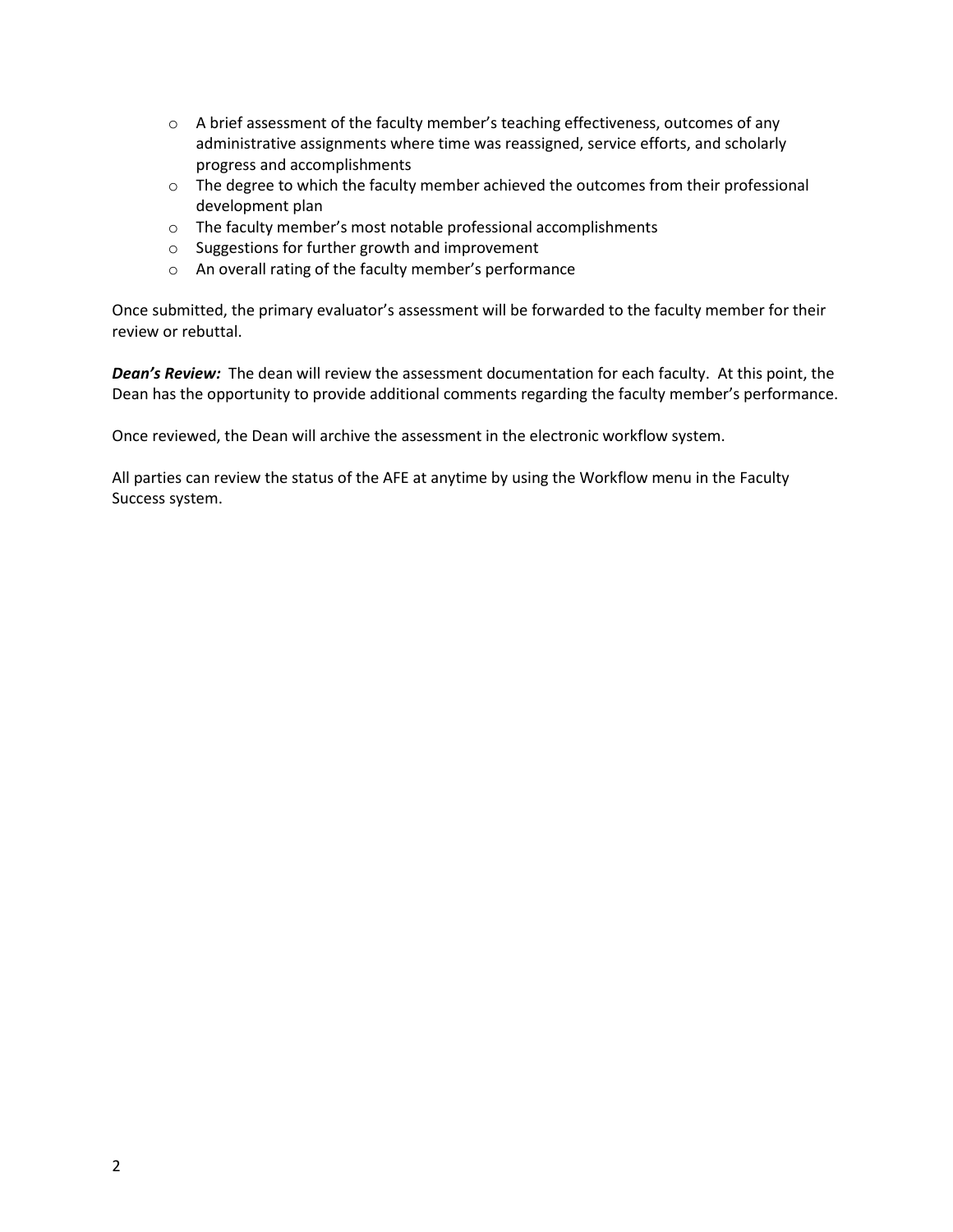- A brief assessment of the faculty member's teaching effectiveness, outcomes of any administrative assignments where time was reassigned, service efforts, and scholarly progress and accomplishments
- The degree to which the faculty member achieved the outcomes from their professional development plan
- The faculty member's most notable professional accomplishments
- Suggestions for further growth and improvement
- An overall rating of the faculty member's performance

Once submitted, the primary evaluator's assessment will be forwarded to the faculty member for their review or rebuttal.

***Dean's Review:*** The dean will review the assessment documentation for each faculty. At this point, the Dean has the opportunity to provide additional comments regarding the faculty member's performance.

Once reviewed, the Dean will archive the assessment in the electronic workflow system.

All parties can review the status of the AFE at anytime by using the Workflow menu in the Faculty Success system.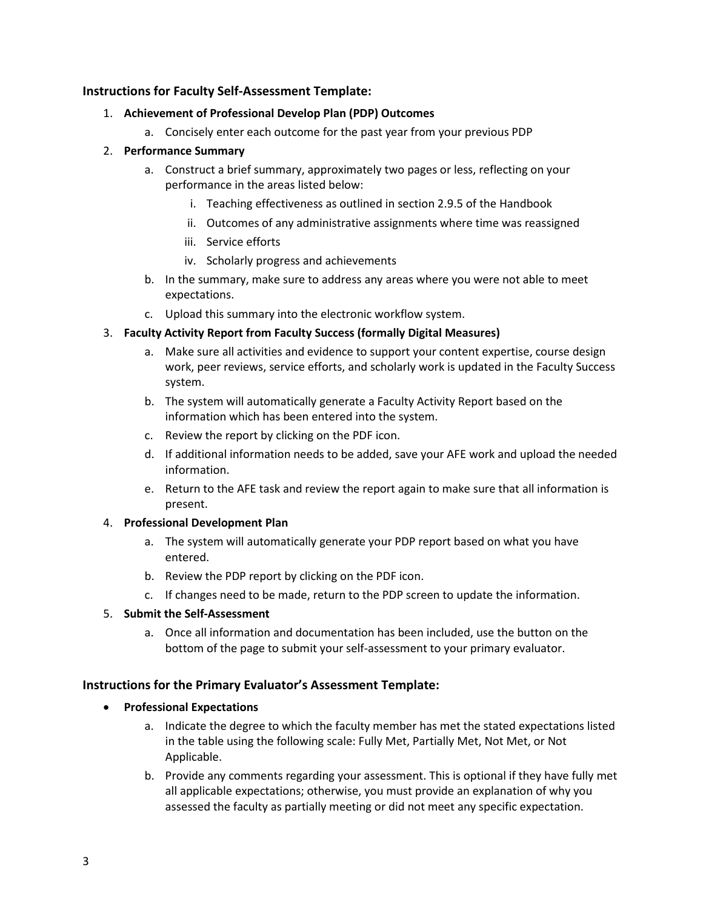### Instructions for Faculty Self-Assessment Template:

1. **Achievement of Professional Develop Plan (PDP) Outcomes**
    a. Concisely enter each outcome for the past year from your previous PDP
2. **Performance Summary**
    a. Construct a brief summary, approximately two pages or less, reflecting on your performance in the areas listed below:
        i. Teaching effectiveness as outlined in section 2.9.5 of the Handbook
        ii. Outcomes of any administrative assignments where time was reassigned
        iii. Service efforts
        iv. Scholarly progress and achievements
    b. In the summary, make sure to address any areas where you were not able to meet expectations.
    c. Upload this summary into the electronic workflow system.
3. **Faculty Activity Report from Faculty Success (formally Digital Measures)**
    a. Make sure all activities and evidence to support your content expertise, course design work, peer reviews, service efforts, and scholarly work is updated in the Faculty Success system.
    b. The system will automatically generate a Faculty Activity Report based on the information which has been entered into the system.
    c. Review the report by clicking on the PDF icon.
    d. If additional information needs to be added, save your AFE work and upload the needed information.
    e. Return to the AFE task and review the report again to make sure that all information is present.
4. **Professional Development Plan**
    a. The system will automatically generate your PDP report based on what you have entered.
    b. Review the PDP report by clicking on the PDF icon.
    c. If changes need to be made, return to the PDP screen to update the information.
5. **Submit the Self-Assessment**
    a. Once all information and documentation has been included, use the button on the bottom of the page to submit your self-assessment to your primary evaluator.

### Instructions for the Primary Evaluator's Assessment Template:

- **Professional Expectations**
    a. Indicate the degree to which the faculty member has met the stated expectations listed in the table using the following scale: Fully Met, Partially Met, Not Met, or Not Applicable.
    b. Provide any comments regarding your assessment. This is optional if they have fully met all applicable expectations; otherwise, you must provide an explanation of why you assessed the faculty as partially meeting or did not meet any specific expectation.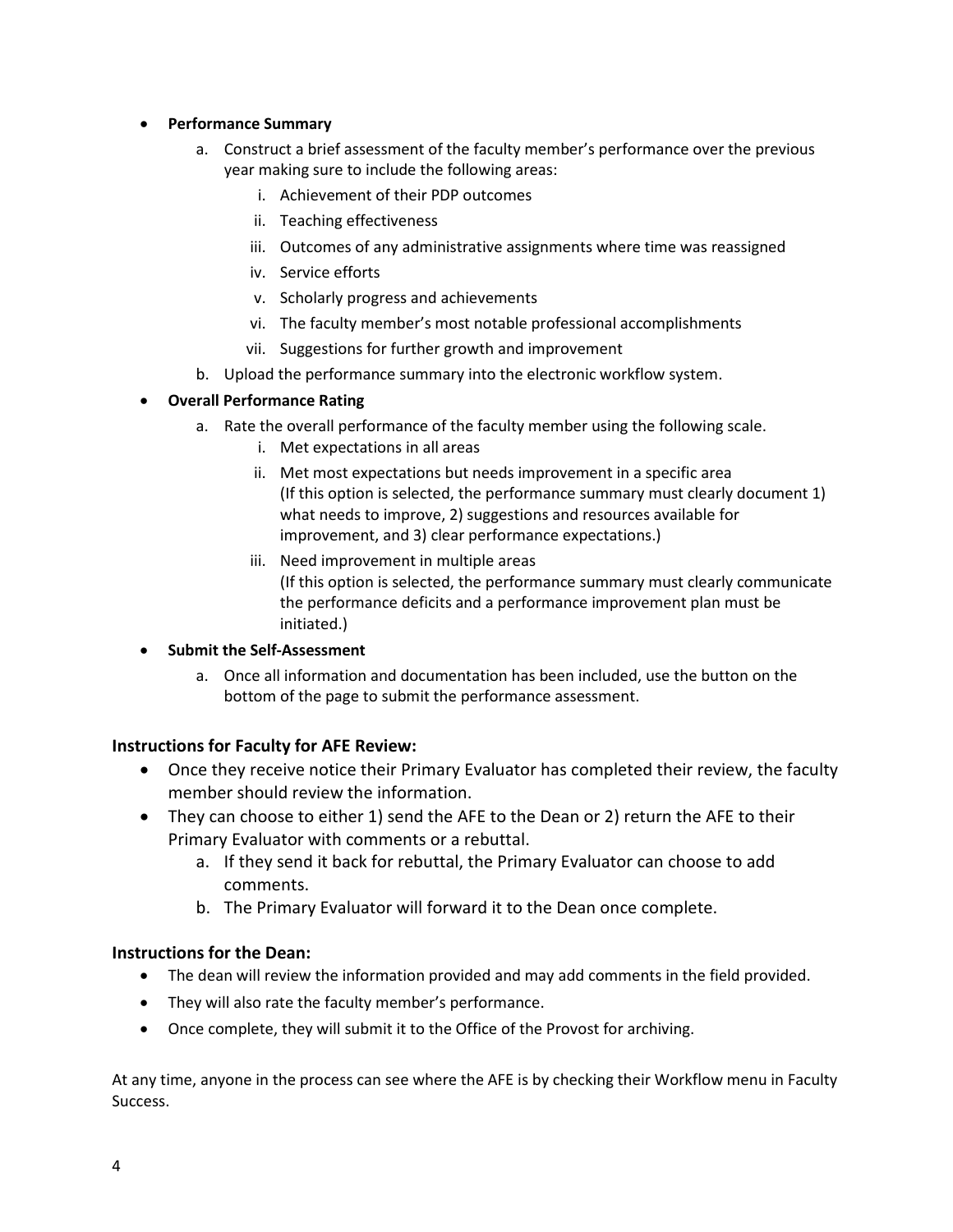- **Performance Summary**
  a. Construct a brief assessment of the faculty member's performance over the previous year making sure to include the following areas:
     i. Achievement of their PDP outcomes
     ii. Teaching effectiveness
     iii. Outcomes of any administrative assignments where time was reassigned
     iv. Service efforts
     v. Scholarly progress and achievements
     vi. The faculty member's most notable professional accomplishments
     vii. Suggestions for further growth and improvement
  b. Upload the performance summary into the electronic workflow system.
- **Overall Performance Rating**
  a. Rate the overall performance of the faculty member using the following scale.
     i. Met expectations in all areas
     ii. Met most expectations but needs improvement in a specific area (If this option is selected, the performance summary must clearly document 1) what needs to improve, 2) suggestions and resources available for improvement, and 3) clear performance expectations.)
     iii. Need improvement in multiple areas (If this option is selected, the performance summary must clearly communicate the performance deficits and a performance improvement plan must be initiated.)
- **Submit the Self-Assessment**
  a. Once all information and documentation has been included, use the button on the bottom of the page to submit the performance assessment.

### Instructions for Faculty for AFE Review:

- Once they receive notice their Primary Evaluator has completed their review, the faculty member should review the information.
- They can choose to either 1) send the AFE to the Dean or 2) return the AFE to their Primary Evaluator with comments or a rebuttal.
  a. If they send it back for rebuttal, the Primary Evaluator can choose to add comments.
  b. The Primary Evaluator will forward it to the Dean once complete.

### Instructions for the Dean:

- The dean will review the information provided and may add comments in the field provided.
- They will also rate the faculty member's performance.
- Once complete, they will submit it to the Office of the Provost for archiving.

At any time, anyone in the process can see where the AFE is by checking their Workflow menu in Faculty Success.